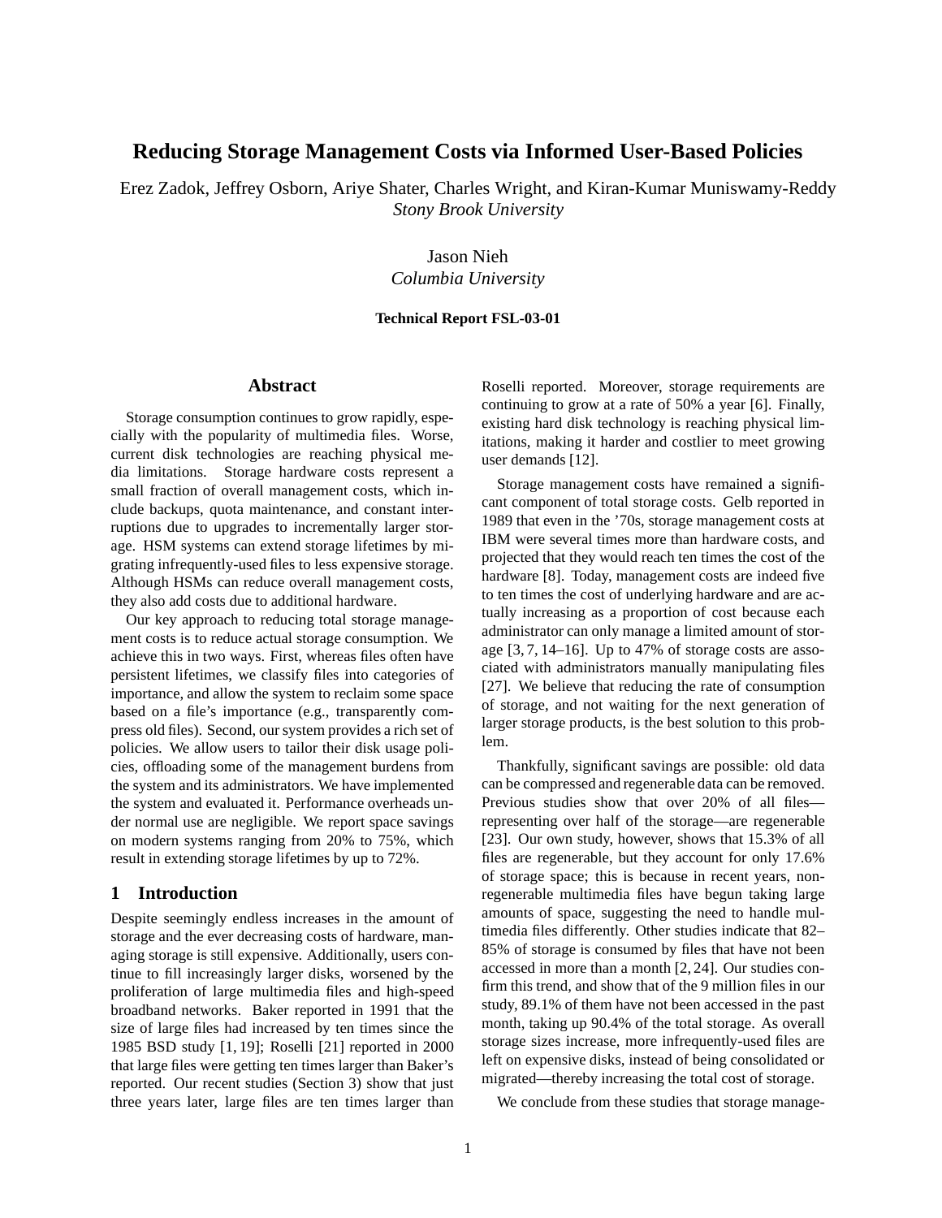# Reducing Storage Management Costs via Informed User-Based Policies

Erez Zadok, Jeffrey Osborn, Ariye Shater, Charles Wright, and Kiran-Kumar Muniswamy-Reddy
*Stony Brook University*

Jason Nieh
*Columbia University*

**Technical Report FSL-03-01**

## Abstract

Storage consumption continues to grow rapidly, especially with the popularity of multimedia files. Worse, current disk technologies are reaching physical media limitations. Storage hardware costs represent a small fraction of overall management costs, which include backups, quota maintenance, and constant interruptions due to upgrades to incrementally larger storage. HSM systems can extend storage lifetimes by migrating infrequently-used files to less expensive storage. Although HSMs can reduce overall management costs, they also add costs due to additional hardware.

Our key approach to reducing total storage management costs is to reduce actual storage consumption. We achieve this in two ways. First, whereas files often have persistent lifetimes, we classify files into categories of importance, and allow the system to reclaim some space based on a file's importance (e.g., transparently compress old files). Second, our system provides a rich set of policies. We allow users to tailor their disk usage policies, offloading some of the management burdens from the system and its administrators. We have implemented the system and evaluated it. Performance overheads under normal use are negligible. We report space savings on modern systems ranging from 20% to 75%, which result in extending storage lifetimes by up to 72%.

## 1 Introduction

Despite seemingly endless increases in the amount of storage and the ever decreasing costs of hardware, managing storage is still expensive. Additionally, users continue to fill increasingly larger disks, worsened by the proliferation of large multimedia files and high-speed broadband networks. Baker reported in 1991 that the size of large files had increased by ten times since the 1985 BSD study [1, 19]; Roselli [21] reported in 2000 that large files were getting ten times larger than Baker's reported. Our recent studies (Section 3) show that just three years later, large files are ten times larger than Roselli reported. Moreover, storage requirements are continuing to grow at a rate of 50% a year [6]. Finally, existing hard disk technology is reaching physical limitations, making it harder and costlier to meet growing user demands [12].

Storage management costs have remained a significant component of total storage costs. Gelb reported in 1989 that even in the '70s, storage management costs at IBM were several times more than hardware costs, and projected that they would reach ten times the cost of the hardware [8]. Today, management costs are indeed five to ten times the cost of underlying hardware and are actually increasing as a proportion of cost because each administrator can only manage a limited amount of storage [3, 7, 14–16]. Up to 47% of storage costs are associated with administrators manually manipulating files [27]. We believe that reducing the rate of consumption of storage, and not waiting for the next generation of larger storage products, is the best solution to this problem.

Thankfully, significant savings are possible: old data can be compressed and regenerable data can be removed. Previous studies show that over 20% of all files—representing over half of the storage—are regenerable [23]. Our own study, however, shows that 15.3% of all files are regenerable, but they account for only 17.6% of storage space; this is because in recent years, non-regenerable multimedia files have begun taking large amounts of space, suggesting the need to handle multimedia files differently. Other studies indicate that 82–85% of storage is consumed by files that have not been accessed in more than a month [2, 24]. Our studies confirm this trend, and show that of the 9 million files in our study, 89.1% of them have not been accessed in the past month, taking up 90.4% of the total storage. As overall storage sizes increase, more infrequently-used files are left on expensive disks, instead of being consolidated or migrated—thereby increasing the total cost of storage.

We conclude from these studies that storage manage-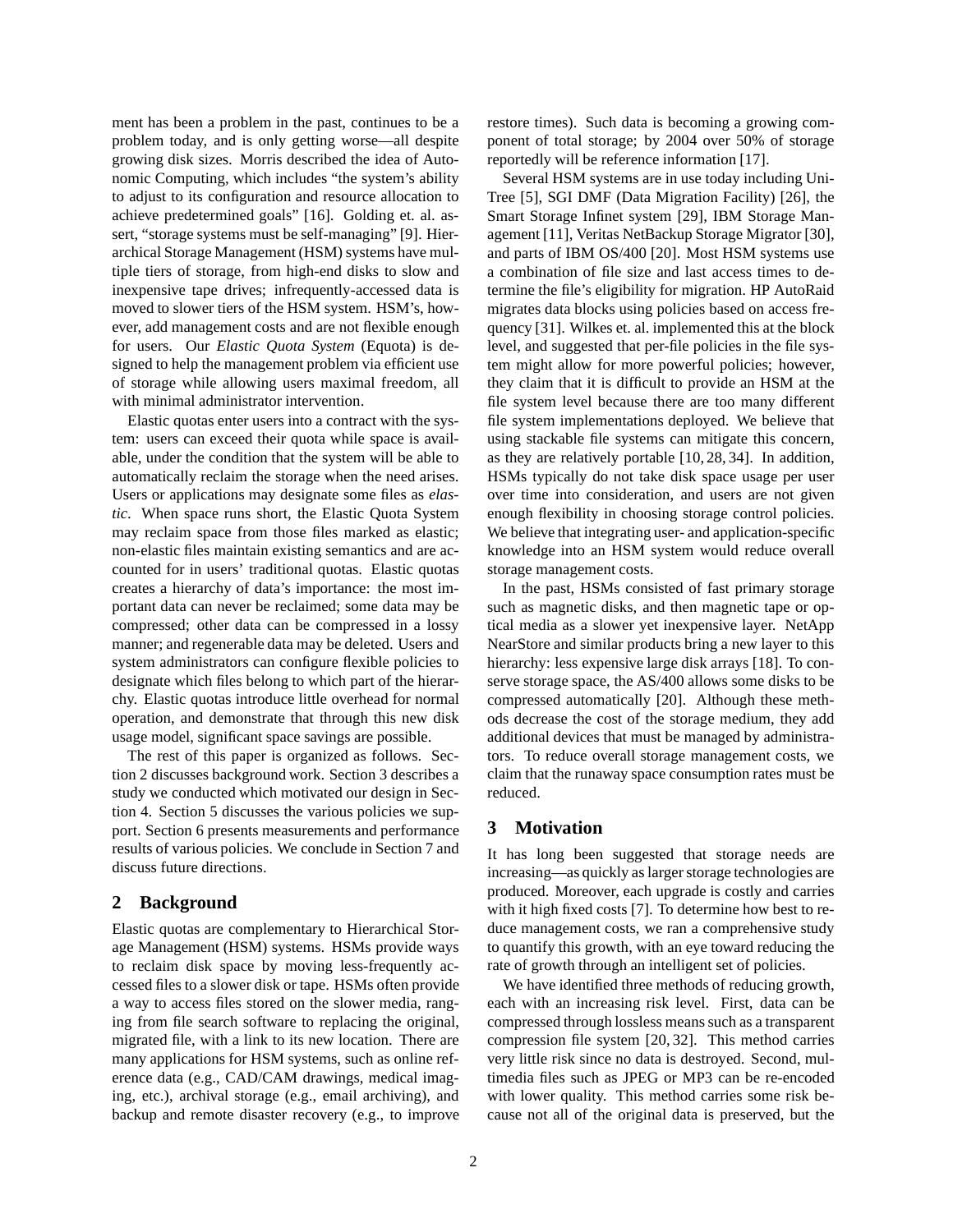ment has been a problem in the past, continues to be a problem today, and is only getting worse—all despite growing disk sizes. Morris described the idea of Autonomic Computing, which includes "the system's ability to adjust to its configuration and resource allocation to achieve predetermined goals" [16]. Golding et. al. assert, "storage systems must be self-managing" [9]. Hierarchical Storage Management (HSM) systems have multiple tiers of storage, from high-end disks to slow and inexpensive tape drives; infrequently-accessed data is moved to slower tiers of the HSM system. HSM's, however, add management costs and are not flexible enough for users. Our *Elastic Quota System* (Equota) is designed to help the management problem via efficient use of storage while allowing users maximal freedom, all with minimal administrator intervention.

Elastic quotas enter users into a contract with the system: users can exceed their quota while space is available, under the condition that the system will be able to automatically reclaim the storage when the need arises. Users or applications may designate some files as *elastic*. When space runs short, the Elastic Quota System may reclaim space from those files marked as elastic; non-elastic files maintain existing semantics and are accounted for in users' traditional quotas. Elastic quotas creates a hierarchy of data's importance: the most important data can never be reclaimed; some data may be compressed; other data can be compressed in a lossy manner; and regenerable data may be deleted. Users and system administrators can configure flexible policies to designate which files belong to which part of the hierarchy. Elastic quotas introduce little overhead for normal operation, and demonstrate that through this new disk usage model, significant space savings are possible.

The rest of this paper is organized as follows. Section 2 discusses background work. Section 3 describes a study we conducted which motivated our design in Section 4. Section 5 discusses the various policies we support. Section 6 presents measurements and performance results of various policies. We conclude in Section 7 and discuss future directions.

## 2 Background

Elastic quotas are complementary to Hierarchical Storage Management (HSM) systems. HSMs provide ways to reclaim disk space by moving less-frequently accessed files to a slower disk or tape. HSMs often provide a way to access files stored on the slower media, ranging from file search software to replacing the original, migrated file, with a link to its new location. There are many applications for HSM systems, such as online reference data (e.g., CAD/CAM drawings, medical imaging, etc.), archival storage (e.g., email archiving), and backup and remote disaster recovery (e.g., to improve restore times). Such data is becoming a growing component of total storage; by 2004 over 50% of storage reportedly will be reference information [17].

Several HSM systems are in use today including UniTree [5], SGI DMF (Data Migration Facility) [26], the Smart Storage Infinet system [29], IBM Storage Management [11], Veritas NetBackup Storage Migrator [30], and parts of IBM OS/400 [20]. Most HSM systems use a combination of file size and last access times to determine the file's eligibility for migration. HP AutoRaid migrates data blocks using policies based on access frequency [31]. Wilkes et. al. implemented this at the block level, and suggested that per-file policies in the file system might allow for more powerful policies; however, they claim that it is difficult to provide an HSM at the file system level because there are too many different file system implementations deployed. We believe that using stackable file systems can mitigate this concern, as they are relatively portable [10, 28, 34]. In addition, HSMs typically do not take disk space usage per user over time into consideration, and users are not given enough flexibility in choosing storage control policies. We believe that integrating user- and application-specific knowledge into an HSM system would reduce overall storage management costs.

In the past, HSMs consisted of fast primary storage such as magnetic disks, and then magnetic tape or optical media as a slower yet inexpensive layer. NetApp NearStore and similar products bring a new layer to this hierarchy: less expensive large disk arrays [18]. To conserve storage space, the AS/400 allows some disks to be compressed automatically [20]. Although these methods decrease the cost of the storage medium, they add additional devices that must be managed by administrators. To reduce overall storage management costs, we claim that the runaway space consumption rates must be reduced.

## 3 Motivation

It has long been suggested that storage needs are increasing—as quickly as larger storage technologies are produced. Moreover, each upgrade is costly and carries with it high fixed costs [7]. To determine how best to reduce management costs, we ran a comprehensive study to quantify this growth, with an eye toward reducing the rate of growth through an intelligent set of policies.

We have identified three methods of reducing growth, each with an increasing risk level. First, data can be compressed through lossless means such as a transparent compression file system [20, 32]. This method carries very little risk since no data is destroyed. Second, multimedia files such as JPEG or MP3 can be re-encoded with lower quality. This method carries some risk because not all of the original data is preserved, but the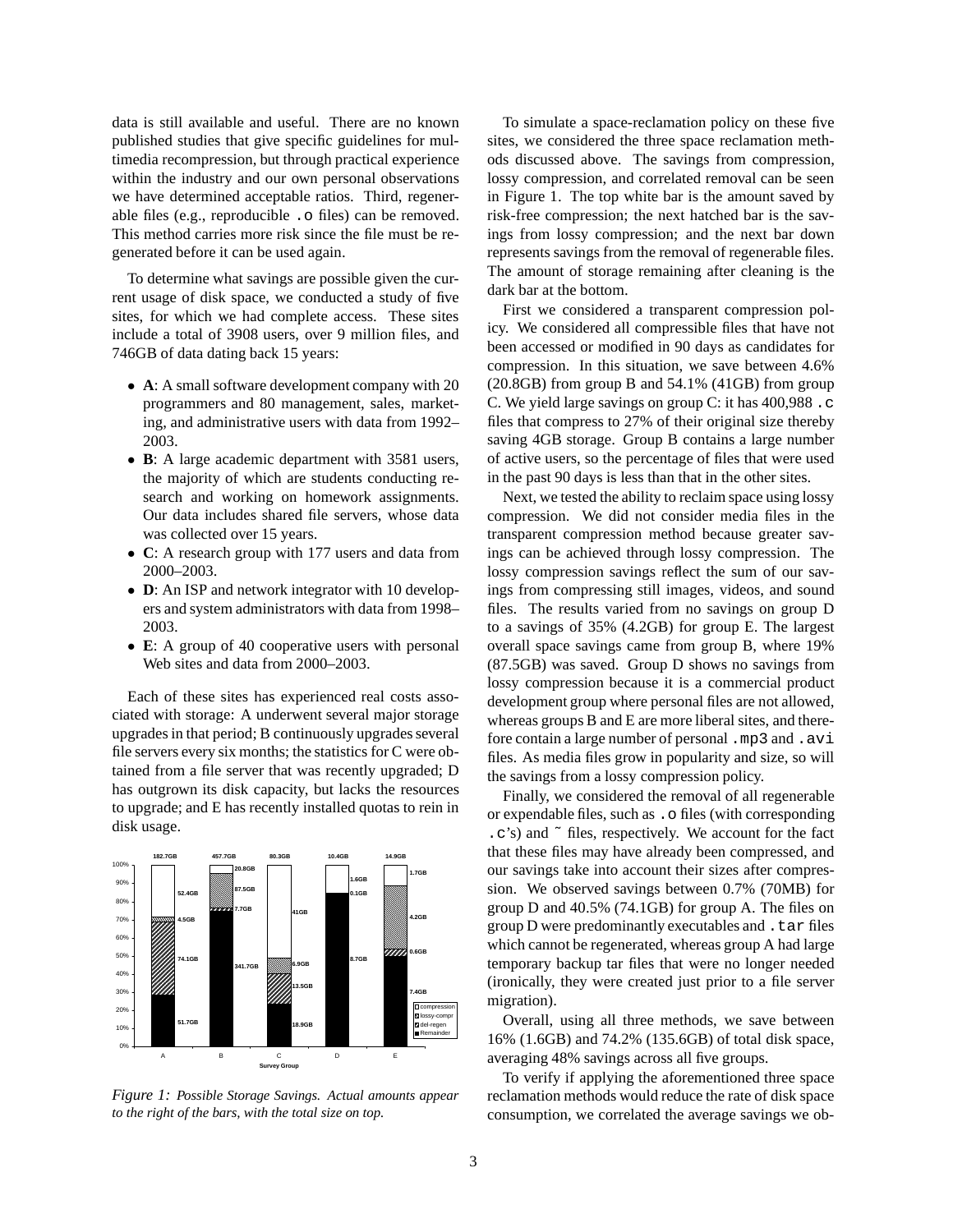data is still available and useful. There are no known published studies that give specific guidelines for multimedia recompression, but through practical experience within the industry and our own personal observations we have determined acceptable ratios. Third, regenerable files (e.g., reproducible `.o` files) can be removed. This method carries more risk since the file must be regenerated before it can be used again.

To determine what savings are possible given the current usage of disk space, we conducted a study of five sites, for which we had complete access. These sites include a total of 3908 users, over 9 million files, and 746GB of data dating back 15 years:

- **A**: A small software development company with 20 programmers and 80 management, sales, marketing, and administrative users with data from 1992–2003.
- **B**: A large academic department with 3581 users, the majority of which are students conducting research and working on homework assignments. Our data includes shared file servers, whose data was collected over 15 years.
- **C**: A research group with 177 users and data from 2000–2003.
- **D**: An ISP and network integrator with 10 developers and system administrators with data from 1998–2003.
- **E**: A group of 40 cooperative users with personal Web sites and data from 2000–2003.

Each of these sites has experienced real costs associated with storage: A underwent several major storage upgrades in that period; B continuously upgrades several file servers every six months; the statistics for C were obtained from a file server that was recently upgraded; D has outgrown its disk capacity, but lacks the resources to upgrade; and E has recently installed quotas to rein in disk usage.

| Survey Group | Total | compression | lossy-compr | del-regen | Remainder |
|---|---|---|---|---|---|
| A | 182.7GB | 52.4GB | 4.5GB | 74.1GB | 51.7GB |
| B | 457.7GB | 20.8GB | 87.5GB | 7.7GB | 341.7GB |
| C | 80.3GB | 41GB | 6.9GB | 13.5GB | 18.9GB |
| D | 10.4GB | 1.6GB | | 0.1GB | 8.7GB |
| E | 14.9GB | 1.7GB | 4.2GB | 0.6GB | 7.4GB |

*Figure 1: Possible Storage Savings. Actual amounts appear to the right of the bars, with the total size on top.*

To simulate a space-reclamation policy on these five sites, we considered the three space reclamation methods discussed above. The savings from compression, lossy compression, and correlated removal can be seen in Figure 1. The top white bar is the amount saved by risk-free compression; the next hatched bar is the savings from lossy compression; and the next bar down represents savings from the removal of regenerable files. The amount of storage remaining after cleaning is the dark bar at the bottom.

First we considered a transparent compression policy. We considered all compressible files that have not been accessed or modified in 90 days as candidates for compression. In this situation, we save between 4.6% (20.8GB) from group B and 54.1% (41GB) from group C. We yield large savings on group C: it has 400,988 `.c` files that compress to 27% of their original size thereby saving 4GB storage. Group B contains a large number of active users, so the percentage of files that were used in the past 90 days is less than that in the other sites.

Next, we tested the ability to reclaim space using lossy compression. We did not consider media files in the transparent compression method because greater savings can be achieved through lossy compression. The lossy compression savings reflect the sum of our savings from compressing still images, videos, and sound files. The results varied from no savings on group D to a savings of 35% (4.2GB) for group E. The largest overall space savings came from group B, where 19% (87.5GB) was saved. Group D shows no savings from lossy compression because it is a commercial product development group where personal files are not allowed, whereas groups B and E are more liberal sites, and therefore contain a large number of personal `.mp3` and `.avi` files. As media files grow in popularity and size, so will the savings from a lossy compression policy.

Finally, we considered the removal of all regenerable or expendable files, such as `.o` files (with corresponding `.c`'s) and `~` files, respectively. We account for the fact that these files may have already been compressed, and our savings take into account their sizes after compression. We observed savings between 0.7% (70MB) for group D and 40.5% (74.1GB) for group A. The files on group D were predominantly executables and `.tar` files which cannot be regenerated, whereas group A had large temporary backup tar files that were no longer needed (ironically, they were created just prior to a file server migration).

Overall, using all three methods, we save between 16% (1.6GB) and 74.2% (135.6GB) of total disk space, averaging 48% savings across all five groups.

To verify if applying the aforementioned three space reclamation methods would reduce the rate of disk space consumption, we correlated the average savings we ob-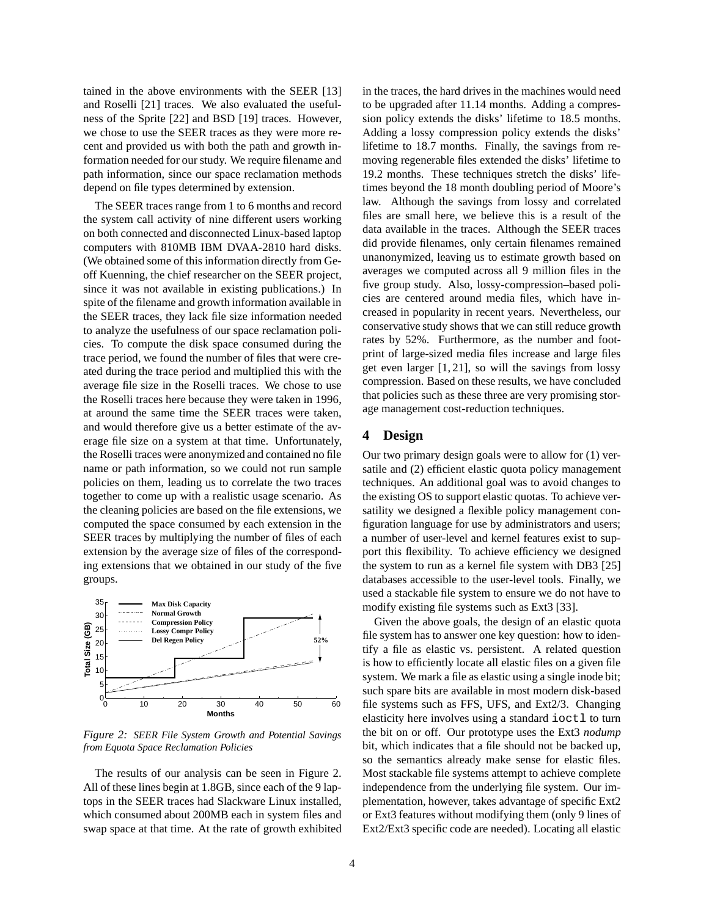tained in the above environments with the SEER [13] and Roselli [21] traces. We also evaluated the usefulness of the Sprite [22] and BSD [19] traces. However, we chose to use the SEER traces as they were more recent and provided us with both the path and growth information needed for our study. We require filename and path information, since our space reclamation methods depend on file types determined by extension.

The SEER traces range from 1 to 6 months and record the system call activity of nine different users working on both connected and disconnected Linux-based laptop computers with 810MB IBM DVAA-2810 hard disks. (We obtained some of this information directly from Geoff Kuenning, the chief researcher on the SEER project, since it was not available in existing publications.) In spite of the filename and growth information available in the SEER traces, they lack file size information needed to analyze the usefulness of our space reclamation policies. To compute the disk space consumed during the trace period, we found the number of files that were created during the trace period and multiplied this with the average file size in the Roselli traces. We chose to use the Roselli traces here because they were taken in 1996, at around the same time the SEER traces were taken, and would therefore give us a better estimate of the average file size on a system at that time. Unfortunately, the Roselli traces were anonymized and contained no file name or path information, so we could not run sample policies on them, leading us to correlate the two traces together to come up with a realistic usage scenario. As the cleaning policies are based on the file extensions, we computed the space consumed by each extension in the SEER traces by multiplying the number of files of each extension by the average size of files of the corresponding extensions that we obtained in our study of the five groups.

*Figure 2: SEER File System Growth and Potential Savings from Equota Space Reclamation Policies*

The results of our analysis can be seen in Figure 2. All of these lines begin at 1.8GB, since each of the 9 laptops in the SEER traces had Slackware Linux installed, which consumed about 200MB each in system files and swap space at that time. At the rate of growth exhibited in the traces, the hard drives in the machines would need to be upgraded after 11.14 months. Adding a compression policy extends the disks' lifetime to 18.5 months. Adding a lossy compression policy extends the disks' lifetime to 18.7 months. Finally, the savings from removing regenerable files extended the disks' lifetime to 19.2 months. These techniques stretch the disks' lifetimes beyond the 18 month doubling period of Moore's law. Although the savings from lossy and correlated files are small here, we believe this is a result of the data available in the traces. Although the SEER traces did provide filenames, only certain filenames remained unanonymized, leaving us to estimate growth based on averages we computed across all 9 million files in the five group study. Also, lossy-compression–based policies are centered around media files, which have increased in popularity in recent years. Nevertheless, our conservative study shows that we can still reduce growth rates by 52%. Furthermore, as the number and footprint of large-sized media files increase and large files get even larger [1, 21], so will the savings from lossy compression. Based on these results, we have concluded that policies such as these three are very promising storage management cost-reduction techniques.

# 4 Design

Our two primary design goals were to allow for (1) versatile and (2) efficient elastic quota policy management techniques. An additional goal was to avoid changes to the existing OS to support elastic quotas. To achieve versatility we designed a flexible policy management configuration language for use by administrators and users; a number of user-level and kernel features exist to support this flexibility. To achieve efficiency we designed the system to run as a kernel file system with DB3 [25] databases accessible to the user-level tools. Finally, we used a stackable file system to ensure we do not have to modify existing file systems such as Ext3 [33].

Given the above goals, the design of an elastic quota file system has to answer one key question: how to identify a file as elastic vs. persistent. A related question is how to efficiently locate all elastic files on a given file system. We mark a file as elastic using a single inode bit; such spare bits are available in most modern disk-based file systems such as FFS, UFS, and Ext2/3. Changing elasticity here involves using a standard `ioctl` to turn the bit on or off. Our prototype uses the Ext3 *nodump* bit, which indicates that a file should not be backed up, so the semantics already make sense for elastic files. Most stackable file systems attempt to achieve complete independence from the underlying file system. Our implementation, however, takes advantage of specific Ext2 or Ext3 features without modifying them (only 9 lines of Ext2/Ext3 specific code are needed). Locating all elastic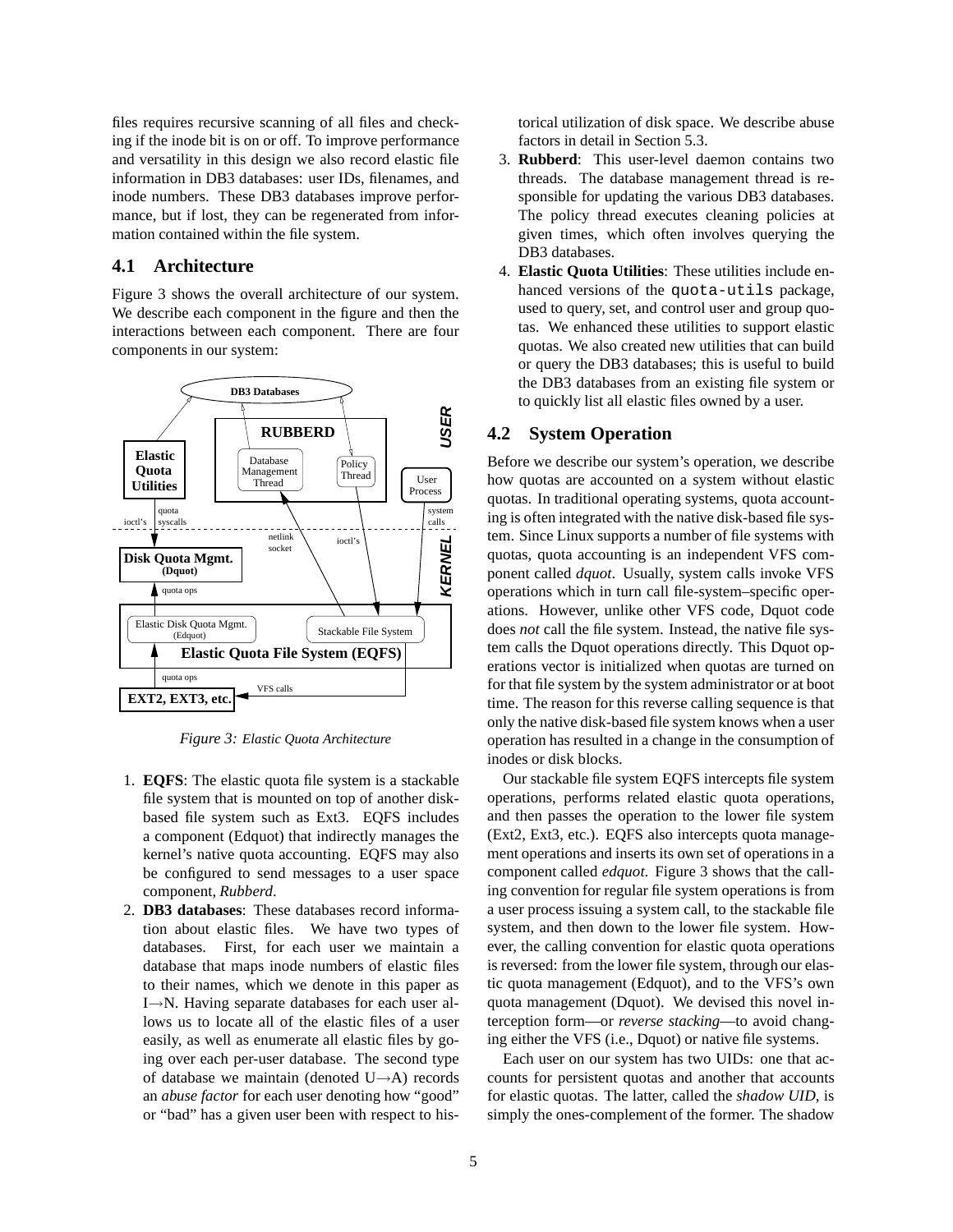files requires recursive scanning of all files and checking if the inode bit is on or off. To improve performance and versatility in this design we also record elastic file information in DB3 databases: user IDs, filenames, and inode numbers. These DB3 databases improve performance, but if lost, they can be regenerated from information contained within the file system.

## 4.1 Architecture

Figure 3 shows the overall architecture of our system. We describe each component in the figure and then the interactions between each component. There are four components in our system:

*Figure 3: Elastic Quota Architecture*

1. **EQFS**: The elastic quota file system is a stackable file system that is mounted on top of another disk-based file system such as Ext3. EQFS includes a component (Edquot) that indirectly manages the kernel's native quota accounting. EQFS may also be configured to send messages to a user space component, *Rubberd*.
2. **DB3 databases**: These databases record information about elastic files. We have two types of databases. First, for each user we maintain a database that maps inode numbers of elastic files to their names, which we denote in this paper as I→N. Having separate databases for each user allows us to locate all of the elastic files of a user easily, as well as enumerate all elastic files by going over each per-user database. The second type of database we maintain (denoted U→A) records an *abuse factor* for each user denoting how "good" or "bad" has a given user been with respect to historical utilization of disk space. We describe abuse factors in detail in Section 5.3.
3. **Rubberd**: This user-level daemon contains two threads. The database management thread is responsible for updating the various DB3 databases. The policy thread executes cleaning policies at given times, which often involves querying the DB3 databases.
4. **Elastic Quota Utilities**: These utilities include enhanced versions of the `quota-utils` package, used to query, set, and control user and group quotas. We enhanced these utilities to support elastic quotas. We also created new utilities that can build or query the DB3 databases; this is useful to build the DB3 databases from an existing file system or to quickly list all elastic files owned by a user.

## 4.2 System Operation

Before we describe our system's operation, we describe how quotas are accounted on a system without elastic quotas. In traditional operating systems, quota accounting is often integrated with the native disk-based file system. Since Linux supports a number of file systems with quotas, quota accounting is an independent VFS component called *dquot*. Usually, system calls invoke VFS operations which in turn call file-system–specific operations. However, unlike other VFS code, Dquot code does *not* call the file system. Instead, the native file system calls the Dquot operations directly. This Dquot operations vector is initialized when quotas are turned on for that file system by the system administrator or at boot time. The reason for this reverse calling sequence is that only the native disk-based file system knows when a user operation has resulted in a change in the consumption of inodes or disk blocks.

Our stackable file system EQFS intercepts file system operations, performs related elastic quota operations, and then passes the operation to the lower file system (Ext2, Ext3, etc.). EQFS also intercepts quota management operations and inserts its own set of operations in a component called *edquot*. Figure 3 shows that the calling convention for regular file system operations is from a user process issuing a system call, to the stackable file system, and then down to the lower file system. However, the calling convention for elastic quota operations is reversed: from the lower file system, through our elastic quota management (Edquot), and to the VFS's own quota management (Dquot). We devised this novel interception form—or *reverse stacking*—to avoid changing either the VFS (i.e., Dquot) or native file systems.

Each user on our system has two UIDs: one that accounts for persistent quotas and another that accounts for elastic quotas. The latter, called the *shadow UID*, is simply the ones-complement of the former. The shadow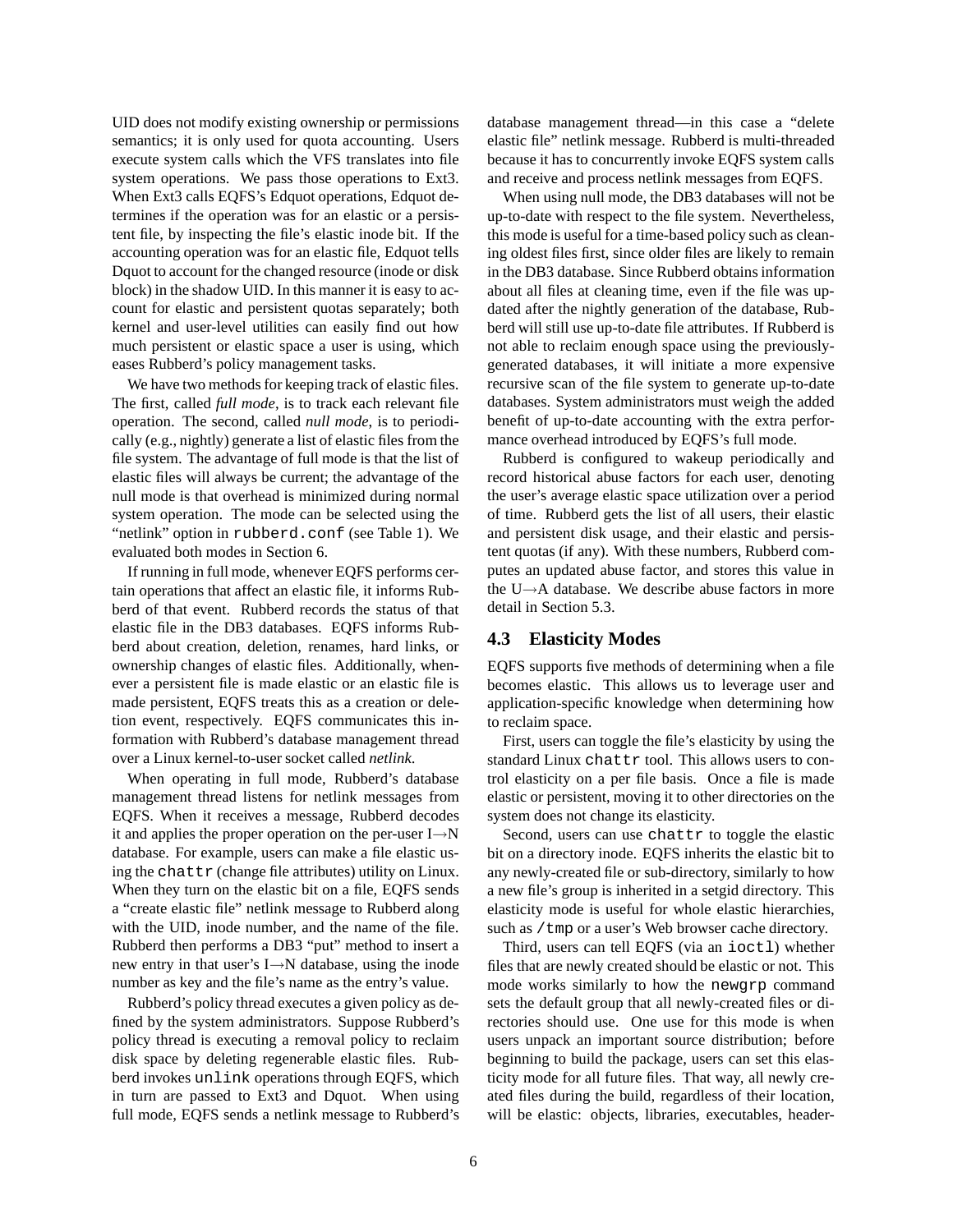UID does not modify existing ownership or permissions semantics; it is only used for quota accounting. Users execute system calls which the VFS translates into file system operations. We pass those operations to Ext3. When Ext3 calls EQFS's Edquot operations, Edquot determines if the operation was for an elastic or a persistent file, by inspecting the file's elastic inode bit. If the accounting operation was for an elastic file, Edquot tells Dquot to account for the changed resource (inode or disk block) in the shadow UID. In this manner it is easy to account for elastic and persistent quotas separately; both kernel and user-level utilities can easily find out how much persistent or elastic space a user is using, which eases Rubberd's policy management tasks.

We have two methods for keeping track of elastic files. The first, called *full mode*, is to track each relevant file operation. The second, called *null mode*, is to periodically (e.g., nightly) generate a list of elastic files from the file system. The advantage of full mode is that the list of elastic files will always be current; the advantage of the null mode is that overhead is minimized during normal system operation. The mode can be selected using the "netlink" option in `rubberd.conf` (see Table 1). We evaluated both modes in Section 6.

If running in full mode, whenever EQFS performs certain operations that affect an elastic file, it informs Rubberd of that event. Rubberd records the status of that elastic file in the DB3 databases. EQFS informs Rubberd about creation, deletion, renames, hard links, or ownership changes of elastic files. Additionally, whenever a persistent file is made elastic or an elastic file is made persistent, EQFS treats this as a creation or deletion event, respectively. EQFS communicates this information with Rubberd's database management thread over a Linux kernel-to-user socket called *netlink*.

When operating in full mode, Rubberd's database management thread listens for netlink messages from EQFS. When it receives a message, Rubberd decodes it and applies the proper operation on the per-user I→N database. For example, users can make a file elastic using the `chattr` (change file attributes) utility on Linux. When they turn on the elastic bit on a file, EQFS sends a "create elastic file" netlink message to Rubberd along with the UID, inode number, and the name of the file. Rubberd then performs a DB3 "put" method to insert a new entry in that user's I→N database, using the inode number as key and the file's name as the entry's value.

Rubberd's policy thread executes a given policy as defined by the system administrators. Suppose Rubberd's policy thread is executing a removal policy to reclaim disk space by deleting regenerable elastic files. Rubberd invokes `unlink` operations through EQFS, which in turn are passed to Ext3 and Dquot. When using full mode, EQFS sends a netlink message to Rubberd's database management thread—in this case a "delete elastic file" netlink message. Rubberd is multi-threaded because it has to concurrently invoke EQFS system calls and receive and process netlink messages from EQFS.

When using null mode, the DB3 databases will not be up-to-date with respect to the file system. Nevertheless, this mode is useful for a time-based policy such as cleaning oldest files first, since older files are likely to remain in the DB3 database. Since Rubberd obtains information about all files at cleaning time, even if the file was updated after the nightly generation of the database, Rubberd will still use up-to-date file attributes. If Rubberd is not able to reclaim enough space using the previously-generated databases, it will initiate a more expensive recursive scan of the file system to generate up-to-date databases. System administrators must weigh the added benefit of up-to-date accounting with the extra performance overhead introduced by EQFS's full mode.

Rubberd is configured to wakeup periodically and record historical abuse factors for each user, denoting the user's average elastic space utilization over a period of time. Rubberd gets the list of all users, their elastic and persistent disk usage, and their elastic and persistent quotas (if any). With these numbers, Rubberd computes an updated abuse factor, and stores this value in the U→A database. We describe abuse factors in more detail in Section 5.3.

## 4.3 Elasticity Modes

EQFS supports five methods of determining when a file becomes elastic. This allows us to leverage user and application-specific knowledge when determining how to reclaim space.

First, users can toggle the file's elasticity by using the standard Linux `chattr` tool. This allows users to control elasticity on a per file basis. Once a file is made elastic or persistent, moving it to other directories on the system does not change its elasticity.

Second, users can use `chattr` to toggle the elastic bit on a directory inode. EQFS inherits the elastic bit to any newly-created file or sub-directory, similarly to how a new file's group is inherited in a setgid directory. This elasticity mode is useful for whole elastic hierarchies, such as `/tmp` or a user's Web browser cache directory.

Third, users can tell EQFS (via an `ioctl`) whether files that are newly created should be elastic or not. This mode works similarly to how the `newgrp` command sets the default group that all newly-created files or directories should use. One use for this mode is when users unpack an important source distribution; before beginning to build the package, users can set this elasticity mode for all future files. That way, all newly created files during the build, regardless of their location, will be elastic: objects, libraries, executables, header-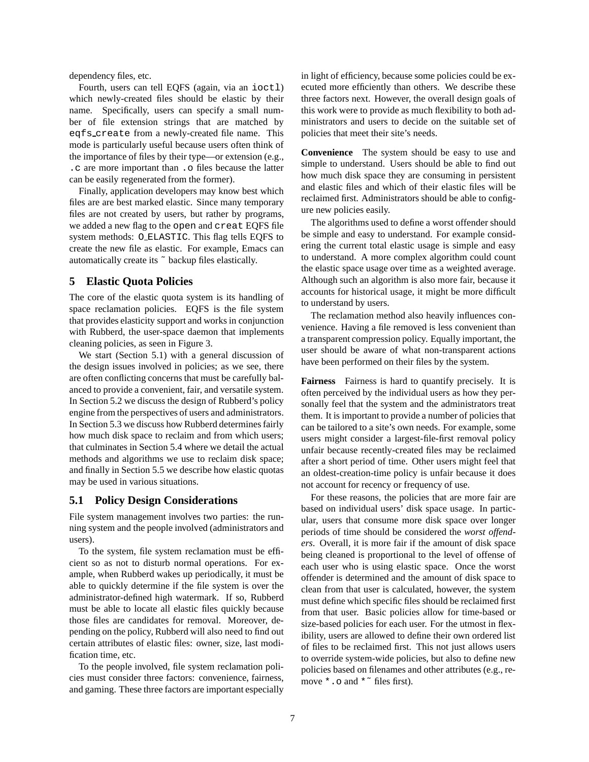dependency files, etc.

Fourth, users can tell EQFS (again, via an `ioctl`) which newly-created files should be elastic by their name. Specifically, users can specify a small number of file extension strings that are matched by `eqfs_create` from a newly-created file name. This mode is particularly useful because users often think of the importance of files by their type—or extension (e.g., `.c` are more important than `.o` files because the latter can be easily regenerated from the former).

Finally, application developers may know best which files are are best marked elastic. Since many temporary files are not created by users, but rather by programs, we added a new flag to the `open` and `creat` EQFS file system methods: `O_ELASTIC`. This flag tells EQFS to create the new file as elastic. For example, Emacs can automatically create its ˜ backup files elastically.

## 5 Elastic Quota Policies

The core of the elastic quota system is its handling of space reclamation policies. EQFS is the file system that provides elasticity support and works in conjunction with Rubberd, the user-space daemon that implements cleaning policies, as seen in Figure 3.

We start (Section 5.1) with a general discussion of the design issues involved in policies; as we see, there are often conflicting concerns that must be carefully balanced to provide a convenient, fair, and versatile system. In Section 5.2 we discuss the design of Rubberd's policy engine from the perspectives of users and administrators. In Section 5.3 we discuss how Rubberd determines fairly how much disk space to reclaim and from which users; that culminates in Section 5.4 where we detail the actual methods and algorithms we use to reclaim disk space; and finally in Section 5.5 we describe how elastic quotas may be used in various situations.

### 5.1 Policy Design Considerations

File system management involves two parties: the running system and the people involved (administrators and users).

To the system, file system reclamation must be efficient so as not to disturb normal operations. For example, when Rubberd wakes up periodically, it must be able to quickly determine if the file system is over the administrator-defined high watermark. If so, Rubberd must be able to locate all elastic files quickly because those files are candidates for removal. Moreover, depending on the policy, Rubberd will also need to find out certain attributes of elastic files: owner, size, last modification time, etc.

To the people involved, file system reclamation policies must consider three factors: convenience, fairness, and gaming. These three factors are important especially in light of efficiency, because some policies could be executed more efficiently than others. We describe these three factors next. However, the overall design goals of this work were to provide as much flexibility to both administrators and users to decide on the suitable set of policies that meet their site's needs.

**Convenience** The system should be easy to use and simple to understand. Users should be able to find out how much disk space they are consuming in persistent and elastic files and which of their elastic files will be reclaimed first. Administrators should be able to configure new policies easily.

The algorithms used to define a worst offender should be simple and easy to understand. For example considering the current total elastic usage is simple and easy to understand. A more complex algorithm could count the elastic space usage over time as a weighted average. Although such an algorithm is also more fair, because it accounts for historical usage, it might be more difficult to understand by users.

The reclamation method also heavily influences convenience. Having a file removed is less convenient than a transparent compression policy. Equally important, the user should be aware of what non-transparent actions have been performed on their files by the system.

**Fairness** Fairness is hard to quantify precisely. It is often perceived by the individual users as how they personally feel that the system and the administrators treat them. It is important to provide a number of policies that can be tailored to a site's own needs. For example, some users might consider a largest-file-first removal policy unfair because recently-created files may be reclaimed after a short period of time. Other users might feel that an oldest-creation-time policy is unfair because it does not account for recency or frequency of use.

For these reasons, the policies that are more fair are based on individual users' disk space usage. In particular, users that consume more disk space over longer periods of time should be considered the *worst offenders*. Overall, it is more fair if the amount of disk space being cleaned is proportional to the level of offense of each user who is using elastic space. Once the worst offender is determined and the amount of disk space to clean from that user is calculated, however, the system must define which specific files should be reclaimed first from that user. Basic policies allow for time-based or size-based policies for each user. For the utmost in flexibility, users are allowed to define their own ordered list of files to be reclaimed first. This not just allows users to override system-wide policies, but also to define new policies based on filenames and other attributes (e.g., remove `*.o` and `*˜` files first).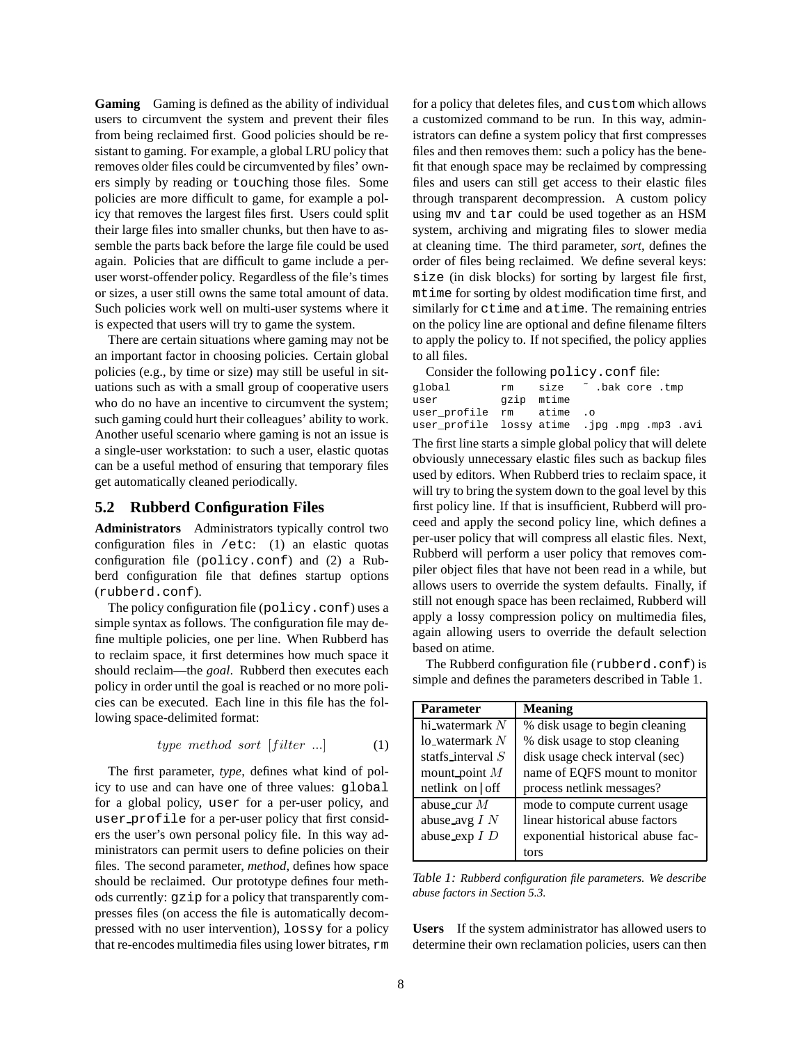**Gaming** Gaming is defined as the ability of individual users to circumvent the system and prevent their files from being reclaimed first. Good policies should be resistant to gaming. For example, a global LRU policy that removes older files could be circumvented by files' owners simply by reading or `touch`ing those files. Some policies are more difficult to game, for example a policy that removes the largest files first. Users could split their large files into smaller chunks, but then have to assemble the parts back before the large file could be used again. Policies that are difficult to game include a per-user worst-offender policy. Regardless of the file's times or sizes, a user still owns the same total amount of data. Such policies work well on multi-user systems where it is expected that users will try to game the system.

There are certain situations where gaming may not be an important factor in choosing policies. Certain global policies (e.g., by time or size) may still be useful in situations such as with a small group of cooperative users who do no have an incentive to circumvent the system; such gaming could hurt their colleagues' ability to work. Another useful scenario where gaming is not an issue is a single-user workstation: to such a user, elastic quotas can be a useful method of ensuring that temporary files get automatically cleaned periodically.

## 5.2 Rubberd Configuration Files

**Administrators** Administrators typically control two configuration files in `/etc`: (1) an elastic quotas configuration file (`policy.conf`) and (2) a Rubberd configuration file that defines startup options (`rubberd.conf`).

The policy configuration file (`policy.conf`) uses a simple syntax as follows. The configuration file may define multiple policies, one per line. When Rubberd has to reclaim space, it first determines how much space it should reclaim—the *goal*. Rubberd then executes each policy in order until the goal is reached or no more policies can be executed. Each line in this file has the following space-delimited format:

$$type\ method\ sort\ [filter\ ...] \tag{1}$$

The first parameter, *type*, defines what kind of policy to use and can have one of three values: `global` for a global policy, `user` for a per-user policy, and `user_profile` for a per-user policy that first considers the user's own personal policy file. In this way administrators can permit users to define policies on their files. The second parameter, *method*, defines how space should be reclaimed. Our prototype defines four methods currently: `gzip` for a policy that transparently compresses files (on access the file is automatically decompressed with no user intervention), `lossy` for a policy that re-encodes multimedia files using lower bitrates, `rm` for a policy that deletes files, and `custom` which allows a customized command to be run. In this way, administrators can define a system policy that first compresses files and then removes them: such a policy has the benefit that enough space may be reclaimed by compressing files and users can still get access to their elastic files through transparent decompression. A custom policy using `mv` and `tar` could be used together as an HSM system, archiving and migrating files to slower media at cleaning time. The third parameter, *sort*, defines the order of files being reclaimed. We define several keys: `size` (in disk blocks) for sorting by largest file first, `mtime` for sorting by oldest modification time first, and similarly for `ctime` and `atime`. The remaining entries on the policy line are optional and define filename filters to apply the policy to. If not specified, the policy applies to all files.

Consider the following `policy.conf` file:

```
global        rm    size   ~ .bak core .tmp
user          gzip  mtime
user_profile  rm    atime  .o
user_profile  lossy atime  .jpg .mpg .mp3 .avi
```

The first line starts a simple global policy that will delete obviously unnecessary elastic files such as backup files used by editors. When Rubberd tries to reclaim space, it will try to bring the system down to the goal level by this first policy line. If that is insufficient, Rubberd will proceed and apply the second policy line, which defines a per-user policy that will compress all elastic files. Next, Rubberd will perform a user policy that removes compiler object files that have not been read in a while, but allows users to override the system defaults. Finally, if still not enough space has been reclaimed, Rubberd will apply a lossy compression policy on multimedia files, again allowing users to override the default selection based on atime.

The Rubberd configuration file (`rubberd.conf`) is simple and defines the parameters described in Table 1.

| Parameter | Meaning |
|---|---|
| hi_watermark $N$ | % disk usage to begin cleaning |
| lo_watermark $N$ | % disk usage to stop cleaning |
| statfs_interval $S$ | disk usage check interval (sec) |
| mount_point $M$ | name of EQFS mount to monitor |
| netlink on\|off | process netlink messages? |
| abuse_cur $M$ | mode to compute current usage |
| abuse_avg $I$ $N$ | linear historical abuse factors |
| abuse_exp $I$ $D$ | exponential historical abuse factors |

*Table 1: Rubberd configuration file parameters. We describe abuse factors in Section 5.3.*

**Users** If the system administrator has allowed users to determine their own reclamation policies, users can then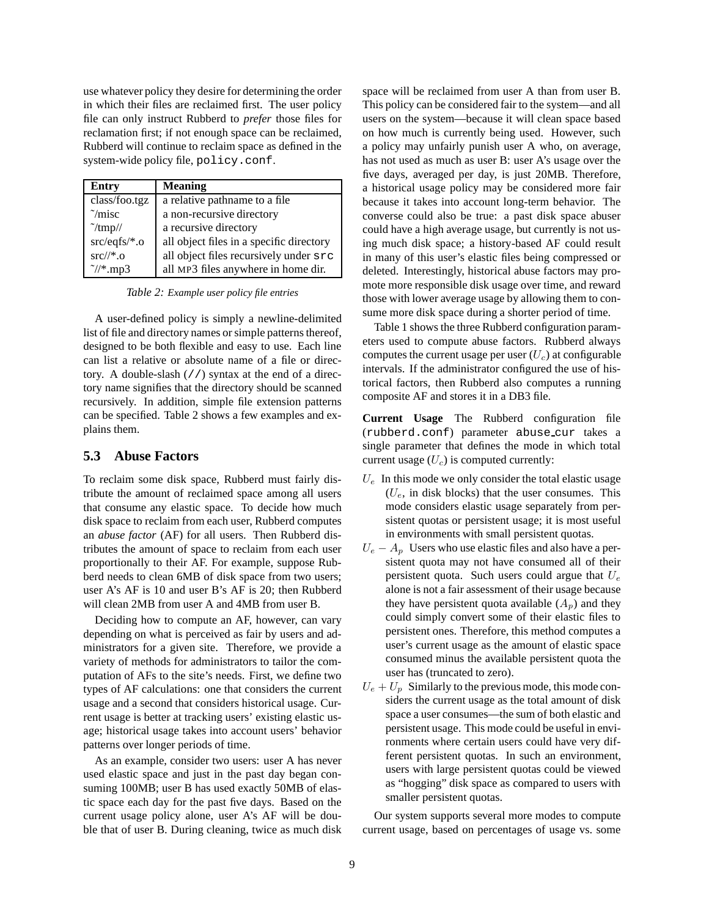use whatever policy they desire for determining the order in which their files are reclaimed first. The user policy file can only instruct Rubberd to *prefer* those files for reclamation first; if not enough space can be reclaimed, Rubberd will continue to reclaim space as defined in the system-wide policy file, `policy.conf`.

| Entry | Meaning |
|---|---|
| class/foo.tgz | a relative pathname to a file |
| ~/misc | a non-recursive directory |
| ~/tmp// | a recursive directory |
| src/eqfs/*.o | all object files in a specific directory |
| src//*.o | all object files recursively under `src` |
| ~//*.mp3 | all MP3 files anywhere in home dir. |

*Table 2: Example user policy file entries*

A user-defined policy is simply a newline-delimited list of file and directory names or simple patterns thereof, designed to be both flexible and easy to use. Each line can list a relative or absolute name of a file or directory. A double-slash (`//`) syntax at the end of a directory name signifies that the directory should be scanned recursively. In addition, simple file extension patterns can be specified. Table 2 shows a few examples and explains them.

## 5.3 Abuse Factors

To reclaim some disk space, Rubberd must fairly distribute the amount of reclaimed space among all users that consume any elastic space. To decide how much disk space to reclaim from each user, Rubberd computes an *abuse factor* (AF) for all users. Then Rubberd distributes the amount of space to reclaim from each user proportionally to their AF. For example, suppose Rubberd needs to clean 6MB of disk space from two users; user A's AF is 10 and user B's AF is 20; then Rubberd will clean 2MB from user A and 4MB from user B.

Deciding how to compute an AF, however, can vary depending on what is perceived as fair by users and administrators for a given site. Therefore, we provide a variety of methods for administrators to tailor the computation of AFs to the site's needs. First, we define two types of AF calculations: one that considers the current usage and a second that considers historical usage. Current usage is better at tracking users' existing elastic usage; historical usage takes into account users' behavior patterns over longer periods of time.

As an example, consider two users: user A has never used elastic space and just in the past day began consuming 100MB; user B has used exactly 50MB of elastic space each day for the past five days. Based on the current usage policy alone, user A's AF will be double that of user B. During cleaning, twice as much disk space will be reclaimed from user A than from user B. This policy can be considered fair to the system—and all users on the system—because it will clean space based on how much is currently being used. However, such a policy may unfairly punish user A who, on average, has not used as much as user B: user A's usage over the five days, averaged per day, is just 20MB. Therefore, a historical usage policy may be considered more fair because it takes into account long-term behavior. The converse could also be true: a past disk space abuser could have a high average usage, but currently is not using much disk space; a history-based AF could result in many of this user's elastic files being compressed or deleted. Interestingly, historical abuse factors may promote more responsible disk usage over time, and reward those with lower average usage by allowing them to consume more disk space during a shorter period of time.

Table 1 shows the three Rubberd configuration parameters used to compute abuse factors. Rubberd always computes the current usage per user ($U_c$) at configurable intervals. If the administrator configured the use of historical factors, then Rubberd also computes a running composite AF and stores it in a DB3 file.

**Current Usage** The Rubberd configuration file (`rubberd.conf`) parameter `abuse_cur` takes a single parameter that defines the mode in which total current usage ($U_c$) is computed currently:

- $U_e$ In this mode we only consider the total elastic usage ($U_e$, in disk blocks) that the user consumes. This mode considers elastic usage separately from persistent quotas or persistent usage; it is most useful in environments with small persistent quotas.
- $U_e - A_p$ Users who use elastic files and also have a persistent quota may not have consumed all of their persistent quota. Such users could argue that $U_e$ alone is not a fair assessment of their usage because they have persistent quota available ($A_p$) and they could simply convert some of their elastic files to persistent ones. Therefore, this method computes a user's current usage as the amount of elastic space consumed minus the available persistent quota the user has (truncated to zero).
- $U_e + U_p$ Similarly to the previous mode, this mode considers the current usage as the total amount of disk space a user consumes—the sum of both elastic and persistent usage. This mode could be useful in environments where certain users could have very different persistent quotas. In such an environment, users with large persistent quotas could be viewed as "hogging" disk space as compared to users with smaller persistent quotas.

Our system supports several more modes to compute current usage, based on percentages of usage vs. some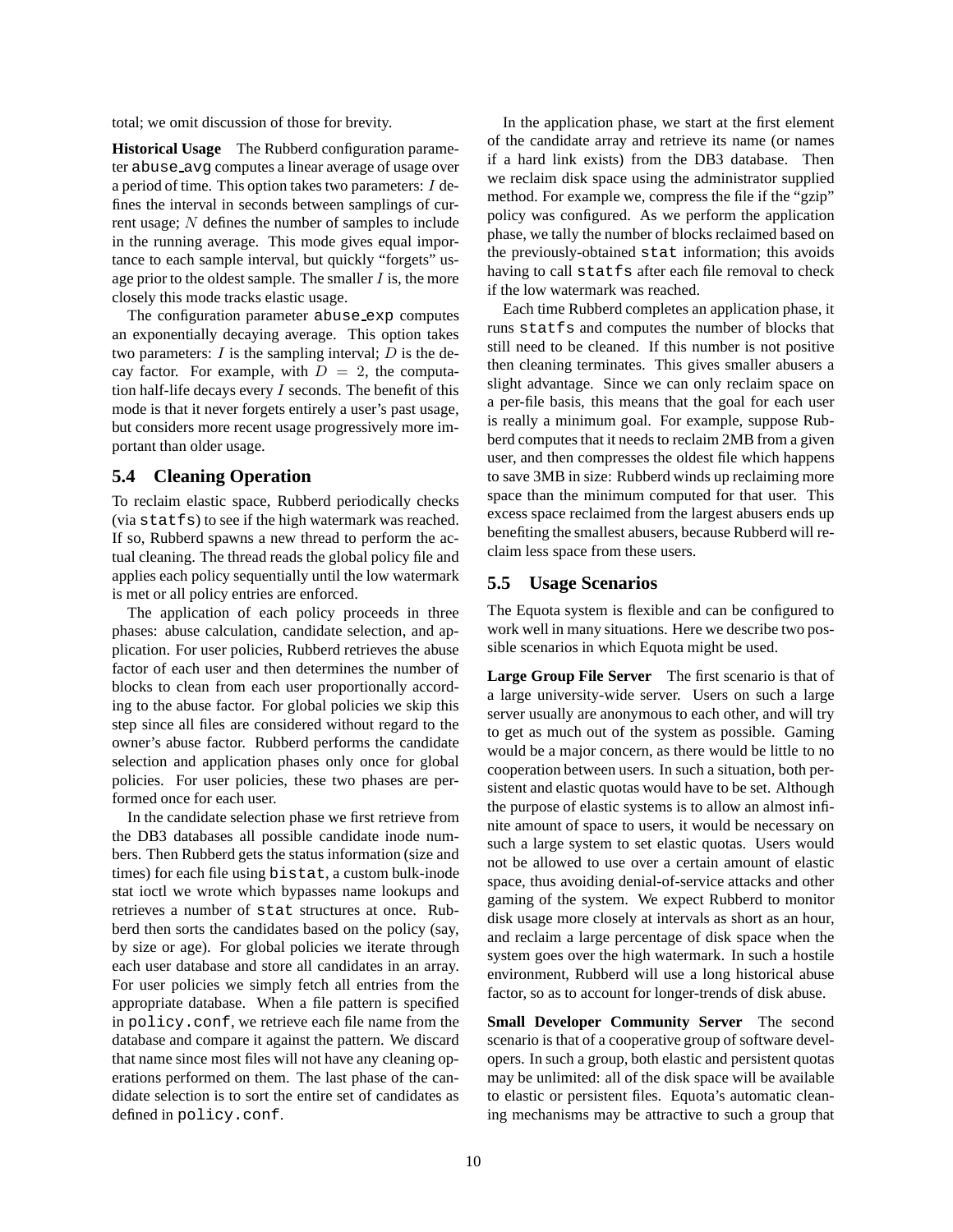total; we omit discussion of those for brevity.

**Historical Usage** The Rubberd configuration parameter abuse_avg computes a linear average of usage over a period of time. This option takes two parameters: $I$ defines the interval in seconds between samplings of current usage; $N$ defines the number of samples to include in the running average. This mode gives equal importance to each sample interval, but quickly "forgets" usage prior to the oldest sample. The smaller $I$ is, the more closely this mode tracks elastic usage.

The configuration parameter abuse_exp computes an exponentially decaying average. This option takes two parameters: $I$ is the sampling interval; $D$ is the decay factor. For example, with $D = 2$, the computation half-life decays every $I$ seconds. The benefit of this mode is that it never forgets entirely a user's past usage, but considers more recent usage progressively more important than older usage.

## 5.4 Cleaning Operation

To reclaim elastic space, Rubberd periodically checks (via statfs) to see if the high watermark was reached. If so, Rubberd spawns a new thread to perform the actual cleaning. The thread reads the global policy file and applies each policy sequentially until the low watermark is met or all policy entries are enforced.

The application of each policy proceeds in three phases: abuse calculation, candidate selection, and application. For user policies, Rubberd retrieves the abuse factor of each user and then determines the number of blocks to clean from each user proportionally according to the abuse factor. For global policies we skip this step since all files are considered without regard to the owner's abuse factor. Rubberd performs the candidate selection and application phases only once for global policies. For user policies, these two phases are performed once for each user.

In the candidate selection phase we first retrieve from the DB3 databases all possible candidate inode numbers. Then Rubberd gets the status information (size and times) for each file using bistat, a custom bulk-inode stat ioctl we wrote which bypasses name lookups and retrieves a number of stat structures at once. Rubberd then sorts the candidates based on the policy (say, by size or age). For global policies we iterate through each user database and store all candidates in an array. For user policies we simply fetch all entries from the appropriate database. When a file pattern is specified in policy.conf, we retrieve each file name from the database and compare it against the pattern. We discard that name since most files will not have any cleaning operations performed on them. The last phase of the candidate selection is to sort the entire set of candidates as defined in policy.conf.

In the application phase, we start at the first element of the candidate array and retrieve its name (or names if a hard link exists) from the DB3 database. Then we reclaim disk space using the administrator supplied method. For example we, compress the file if the "gzip" policy was configured. As we perform the application phase, we tally the number of blocks reclaimed based on the previously-obtained stat information; this avoids having to call statfs after each file removal to check if the low watermark was reached.

Each time Rubberd completes an application phase, it runs statfs and computes the number of blocks that still need to be cleaned. If this number is not positive then cleaning terminates. This gives smaller abusers a slight advantage. Since we can only reclaim space on a per-file basis, this means that the goal for each user is really a minimum goal. For example, suppose Rubberd computes that it needs to reclaim 2MB from a given user, and then compresses the oldest file which happens to save 3MB in size: Rubberd winds up reclaiming more space than the minimum computed for that user. This excess space reclaimed from the largest abusers ends up benefiting the smallest abusers, because Rubberd will reclaim less space from these users.

## 5.5 Usage Scenarios

The Equota system is flexible and can be configured to work well in many situations. Here we describe two possible scenarios in which Equota might be used.

**Large Group File Server** The first scenario is that of a large university-wide server. Users on such a large server usually are anonymous to each other, and will try to get as much out of the system as possible. Gaming would be a major concern, as there would be little to no cooperation between users. In such a situation, both persistent and elastic quotas would have to be set. Although the purpose of elastic systems is to allow an almost infinite amount of space to users, it would be necessary on such a large system to set elastic quotas. Users would not be allowed to use over a certain amount of elastic space, thus avoiding denial-of-service attacks and other gaming of the system. We expect Rubberd to monitor disk usage more closely at intervals as short as an hour, and reclaim a large percentage of disk space when the system goes over the high watermark. In such a hostile environment, Rubberd will use a long historical abuse factor, so as to account for longer-trends of disk abuse.

**Small Developer Community Server** The second scenario is that of a cooperative group of software developers. In such a group, both elastic and persistent quotas may be unlimited: all of the disk space will be available to elastic or persistent files. Equota's automatic cleaning mechanisms may be attractive to such a group that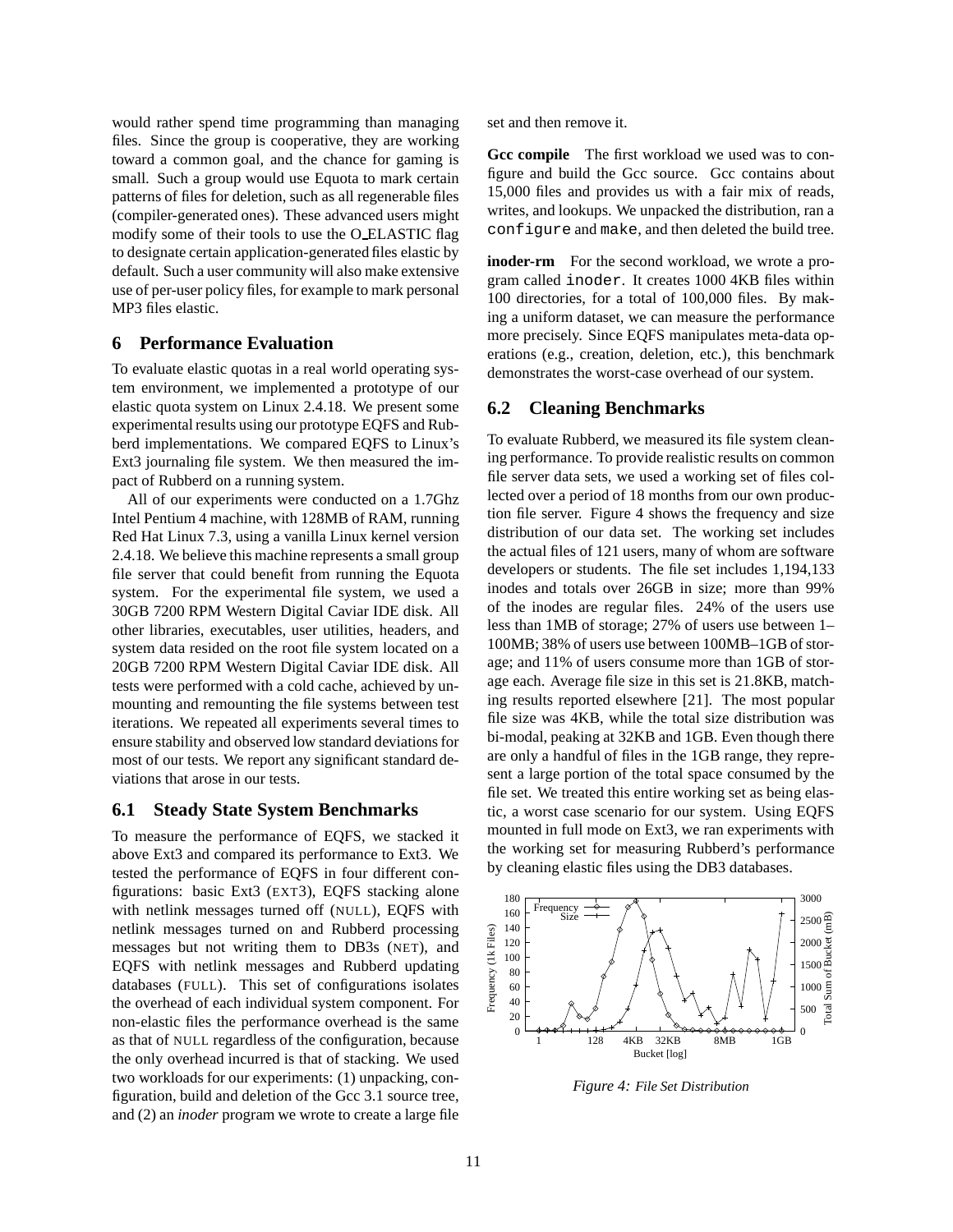would rather spend time programming than managing files. Since the group is cooperative, they are working toward a common goal, and the chance for gaming is small. Such a group would use Equota to mark certain patterns of files for deletion, such as all regenerable files (compiler-generated ones). These advanced users might modify some of their tools to use the O_ELASTIC flag to designate certain application-generated files elastic by default. Such a user community will also make extensive use of per-user policy files, for example to mark personal MP3 files elastic.

## 6 Performance Evaluation

To evaluate elastic quotas in a real world operating system environment, we implemented a prototype of our elastic quota system on Linux 2.4.18. We present some experimental results using our prototype EQFS and Rubberd implementations. We compared EQFS to Linux's Ext3 journaling file system. We then measured the impact of Rubberd on a running system.

All of our experiments were conducted on a 1.7Ghz Intel Pentium 4 machine, with 128MB of RAM, running Red Hat Linux 7.3, using a vanilla Linux kernel version 2.4.18. We believe this machine represents a small group file server that could benefit from running the Equota system. For the experimental file system, we used a 30GB 7200 RPM Western Digital Caviar IDE disk. All other libraries, executables, user utilities, headers, and system data resided on the root file system located on a 20GB 7200 RPM Western Digital Caviar IDE disk. All tests were performed with a cold cache, achieved by unmounting and remounting the file systems between test iterations. We repeated all experiments several times to ensure stability and observed low standard deviations for most of our tests. We report any significant standard deviations that arose in our tests.

### 6.1 Steady State System Benchmarks

To measure the performance of EQFS, we stacked it above Ext3 and compared its performance to Ext3. We tested the performance of EQFS in four different configurations: basic Ext3 (EXT3), EQFS stacking alone with netlink messages turned off (NULL), EQFS with netlink messages turned on and Rubberd processing messages but not writing them to DB3s (NET), and EQFS with netlink messages and Rubberd updating databases (FULL). This set of configurations isolates the overhead of each individual system component. For non-elastic files the performance overhead is the same as that of NULL regardless of the configuration, because the only overhead incurred is that of stacking. We used two workloads for our experiments: (1) unpacking, configuration, build and deletion of the Gcc 3.1 source tree, and (2) an *inoder* program we wrote to create a large file set and then remove it.

**Gcc compile** The first workload we used was to configure and build the Gcc source. Gcc contains about 15,000 files and provides us with a fair mix of reads, writes, and lookups. We unpacked the distribution, ran a `configure` and `make`, and then deleted the build tree.

**inoder-rm** For the second workload, we wrote a program called `inoder`. It creates 1000 4KB files within 100 directories, for a total of 100,000 files. By making a uniform dataset, we can measure the performance more precisely. Since EQFS manipulates meta-data operations (e.g., creation, deletion, etc.), this benchmark demonstrates the worst-case overhead of our system.

### 6.2 Cleaning Benchmarks

To evaluate Rubberd, we measured its file system cleaning performance. To provide realistic results on common file server data sets, we used a working set of files collected over a period of 18 months from our own production file server. Figure 4 shows the frequency and size distribution of our data set. The working set includes the actual files of 121 users, many of whom are software developers or students. The file set includes 1,194,133 inodes and totals over 26GB in size; more than 99% of the inodes are regular files. 24% of the users use less than 1MB of storage; 27% of users use between 1–100MB; 38% of users use between 100MB–1GB of storage; and 11% of users consume more than 1GB of storage each. Average file size in this set is 21.8KB, matching results reported elsewhere [21]. The most popular file size was 4KB, while the total size distribution was bi-modal, peaking at 32KB and 1GB. Even though there are only a handful of files in the 1GB range, they represent a large portion of the total space consumed by the file set. We treated this entire working set as being elastic, a worst case scenario for our system. Using EQFS mounted in full mode on Ext3, we ran experiments with the working set for measuring Rubberd's performance by cleaning elastic files using the DB3 databases.

*Figure 4: File Set Distribution*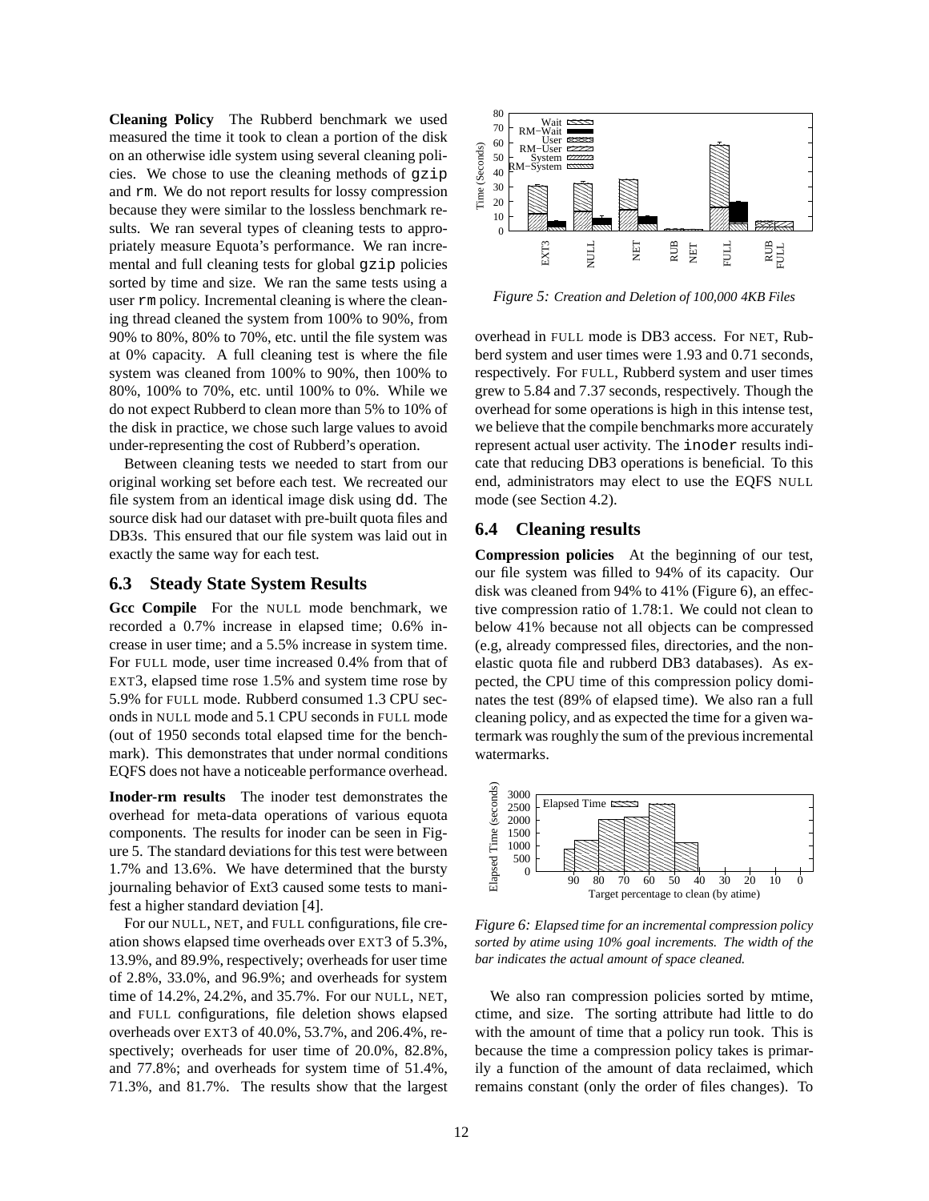**Cleaning Policy** The Rubberd benchmark we used measured the time it took to clean a portion of the disk on an otherwise idle system using several cleaning policies. We chose to use the cleaning methods of `gzip` and `rm`. We do not report results for lossy compression because they were similar to the lossless benchmark results. We ran several types of cleaning tests to appropriately measure Equota's performance. We ran incremental and full cleaning tests for global `gzip` policies sorted by time and size. We ran the same tests using a user `rm` policy. Incremental cleaning is where the cleaning thread cleaned the system from 100% to 90%, from 90% to 80%, 80% to 70%, etc. until the file system was at 0% capacity. A full cleaning test is where the file system was cleaned from 100% to 90%, then 100% to 80%, 100% to 70%, etc. until 100% to 0%. While we do not expect Rubberd to clean more than 5% to 10% of the disk in practice, we chose such large values to avoid under-representing the cost of Rubberd's operation.

Between cleaning tests we needed to start from our original working set before each test. We recreated our file system from an identical image disk using `dd`. The source disk had our dataset with pre-built quota files and DB3s. This ensured that our file system was laid out in exactly the same way for each test.

## 6.3 Steady State System Results

**Gcc Compile** For the NULL mode benchmark, we recorded a 0.7% increase in elapsed time; 0.6% increase in user time; and a 5.5% increase in system time. For FULL mode, user time increased 0.4% from that of EXT3, elapsed time rose 1.5% and system time rose by 5.9% for FULL mode. Rubberd consumed 1.3 CPU seconds in NULL mode and 5.1 CPU seconds in FULL mode (out of 1950 seconds total elapsed time for the benchmark). This demonstrates that under normal conditions EQFS does not have a noticeable performance overhead.

**Inoder-rm results** The inoder test demonstrates the overhead for meta-data operations of various equota components. The results for inoder can be seen in Figure 5. The standard deviations for this test were between 1.7% and 13.6%. We have determined that the bursty journaling behavior of Ext3 caused some tests to manifest a higher standard deviation [4].

For our NULL, NET, and FULL configurations, file creation shows elapsed time overheads over EXT3 of 5.3%, 13.9%, and 89.9%, respectively; overheads for user time of 2.8%, 33.0%, and 96.9%; and overheads for system time of 14.2%, 24.2%, and 35.7%. For our NULL, NET, and FULL configurations, file deletion shows elapsed overheads over EXT3 of 40.0%, 53.7%, and 206.4%, respectively; overheads for user time of 20.0%, 82.8%, and 77.8%; and overheads for system time of 51.4%, 71.3%, and 81.7%. The results show that the largest overhead in FULL mode is DB3 access. For NET, Rubberd system and user times were 1.93 and 0.71 seconds, respectively. For FULL, Rubberd system and user times grew to 5.84 and 7.37 seconds, respectively. Though the overhead for some operations is high in this intense test, we believe that the compile benchmarks more accurately represent actual user activity. The `inoder` results indicate that reducing DB3 operations is beneficial. To this end, administrators may elect to use the EQFS NULL mode (see Section 4.2).

*Figure 5: Creation and Deletion of 100,000 4KB Files*

## 6.4 Cleaning results

**Compression policies** At the beginning of our test, our file system was filled to 94% of its capacity. Our disk was cleaned from 94% to 41% (Figure 6), an effective compression ratio of 1.78:1. We could not clean to below 41% because not all objects can be compressed (e.g, already compressed files, directories, and the non-elastic quota file and rubberd DB3 databases). As expected, the CPU time of this compression policy dominates the test (89% of elapsed time). We also ran a full cleaning policy, and as expected the time for a given watermark was roughly the sum of the previous incremental watermarks.

*Figure 6: Elapsed time for an incremental compression policy sorted by atime using 10% goal increments. The width of the bar indicates the actual amount of space cleaned.*

We also ran compression policies sorted by mtime, ctime, and size. The sorting attribute had little to do with the amount of time that a policy run took. This is because the time a compression policy takes is primarily a function of the amount of data reclaimed, which remains constant (only the order of files changes). To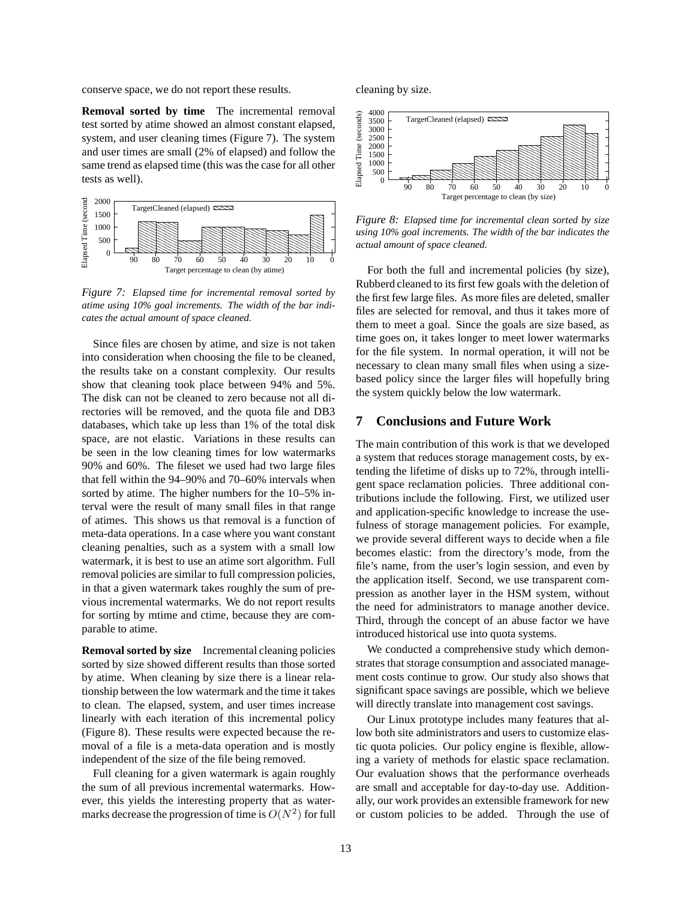conserve space, we do not report these results.

**Removal sorted by time** The incremental removal test sorted by atime showed an almost constant elapsed, system, and user cleaning times (Figure 7). The system and user times are small (2% of elapsed) and follow the same trend as elapsed time (this was the case for all other tests as well).

*Figure 7: Elapsed time for incremental removal sorted by atime using 10% goal increments. The width of the bar indicates the actual amount of space cleaned.*

Since files are chosen by atime, and size is not taken into consideration when choosing the file to be cleaned, the results take on a constant complexity. Our results show that cleaning took place between 94% and 5%. The disk can not be cleaned to zero because not all directories will be removed, and the quota file and DB3 databases, which take up less than 1% of the total disk space, are not elastic. Variations in these results can be seen in the low cleaning times for low watermarks 90% and 60%. The fileset we used had two large files that fell within the 94–90% and 70–60% intervals when sorted by atime. The higher numbers for the 10–5% interval were the result of many small files in that range of atimes. This shows us that removal is a function of meta-data operations. In a case where you want constant cleaning penalties, such as a system with a small low watermark, it is best to use an atime sort algorithm. Full removal policies are similar to full compression policies, in that a given watermark takes roughly the sum of previous incremental watermarks. We do not report results for sorting by mtime and ctime, because they are comparable to atime.

**Removal sorted by size** Incremental cleaning policies sorted by size showed different results than those sorted by atime. When cleaning by size there is a linear relationship between the low watermark and the time it takes to clean. The elapsed, system, and user times increase linearly with each iteration of this incremental policy (Figure 8). These results were expected because the removal of a file is a meta-data operation and is mostly independent of the size of the file being removed.

Full cleaning for a given watermark is again roughly the sum of all previous incremental watermarks. However, this yields the interesting property that as watermarks decrease the progression of time is $O(N^2)$ for full cleaning by size.

*Figure 8: Elapsed time for incremental clean sorted by size using 10% goal increments. The width of the bar indicates the actual amount of space cleaned.*

For both the full and incremental policies (by size), Rubberd cleaned to its first few goals with the deletion of the first few large files. As more files are deleted, smaller files are selected for removal, and thus it takes more of them to meet a goal. Since the goals are size based, as time goes on, it takes longer to meet lower watermarks for the file system. In normal operation, it will not be necessary to clean many small files when using a size-based policy since the larger files will hopefully bring the system quickly below the low watermark.

## 7 Conclusions and Future Work

The main contribution of this work is that we developed a system that reduces storage management costs, by extending the lifetime of disks up to 72%, through intelligent space reclamation policies. Three additional contributions include the following. First, we utilized user and application-specific knowledge to increase the usefulness of storage management policies. For example, we provide several different ways to decide when a file becomes elastic: from the directory's mode, from the file's name, from the user's login session, and even by the application itself. Second, we use transparent compression as another layer in the HSM system, without the need for administrators to manage another device. Third, through the concept of an abuse factor we have introduced historical use into quota systems.

We conducted a comprehensive study which demonstrates that storage consumption and associated management costs continue to grow. Our study also shows that significant space savings are possible, which we believe will directly translate into management cost savings.

Our Linux prototype includes many features that allow both site administrators and users to customize elastic quota policies. Our policy engine is flexible, allowing a variety of methods for elastic space reclamation. Our evaluation shows that the performance overheads are small and acceptable for day-to-day use. Additionally, our work provides an extensible framework for new or custom policies to be added. Through the use of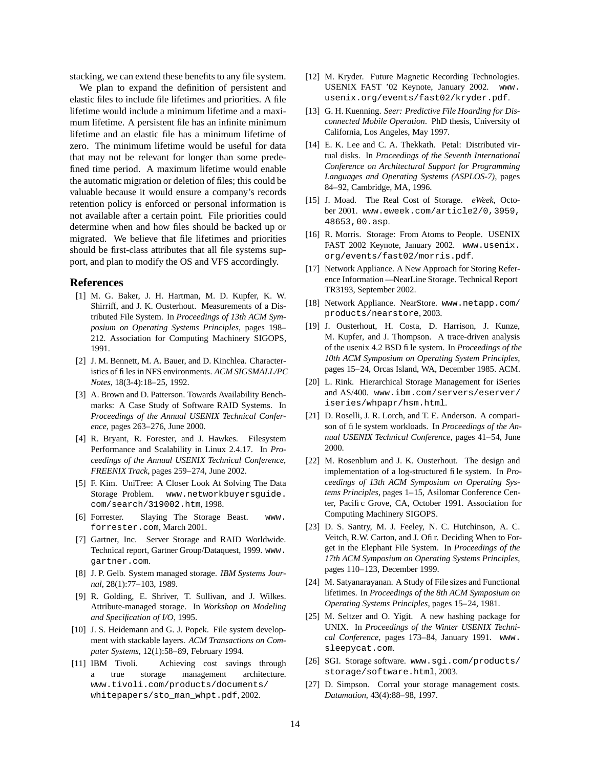stacking, we can extend these benefits to any file system.

We plan to expand the definition of persistent and elastic files to include file lifetimes and priorities. A file lifetime would include a minimum lifetime and a maximum lifetime. A persistent file has an infinite minimum lifetime and an elastic file has a minimum lifetime of zero. The minimum lifetime would be useful for data that may not be relevant for longer than some predefined time period. A maximum lifetime would enable the automatic migration or deletion of files; this could be valuable because it would ensure a company's records retention policy is enforced or personal information is not available after a certain point. File priorities could determine when and how files should be backed up or migrated. We believe that file lifetimes and priorities should be first-class attributes that all file systems support, and plan to modify the OS and VFS accordingly.

## References

[1] M. G. Baker, J. H. Hartman, M. D. Kupfer, K. W. Shirriff, and J. K. Ousterhout. Measurements of a Distributed File System. In *Proceedings of 13th ACM Symposium on Operating Systems Principles*, pages 198–212. Association for Computing Machinery SIGOPS, 1991.

[2] J. M. Bennett, M. A. Bauer, and D. Kinchlea. Characteristics of files in NFS environments. *ACM SIGSMALL/PC Notes*, 18(3-4):18–25, 1992.

[3] A. Brown and D. Patterson. Towards Availability Benchmarks: A Case Study of Software RAID Systems. In *Proceedings of the Annual USENIX Technical Conference*, pages 263–276, June 2000.

[4] R. Bryant, R. Forester, and J. Hawkes. Filesystem Performance and Scalability in Linux 2.4.17. In *Proceedings of the Annual USENIX Technical Conference, FREENIX Track*, pages 259–274, June 2002.

[5] F. Kim. UniTree: A Closer Look At Solving The Data Storage Problem. www.networkbuyersguide.com/search/319002.htm, 1998.

[6] Forrester. Slaying The Storage Beast. www.forrester.com, March 2001.

[7] Gartner, Inc. Server Storage and RAID Worldwide. Technical report, Gartner Group/Dataquest, 1999. www.gartner.com.

[8] J. P. Gelb. System managed storage. *IBM Systems Journal*, 28(1):77–103, 1989.

[9] R. Golding, E. Shriver, T. Sullivan, and J. Wilkes. Attribute-managed storage. In *Workshop on Modeling and Specification of I/O*, 1995.

[10] J. S. Heidemann and G. J. Popek. File system development with stackable layers. *ACM Transactions on Computer Systems*, 12(1):58–89, February 1994.

[11] IBM Tivoli. Achieving cost savings through a true storage management architecture. www.tivoli.com/products/documents/whitepapers/sto_man_whpt.pdf, 2002.

[12] M. Kryder. Future Magnetic Recording Technologies. USENIX FAST '02 Keynote, January 2002. www.usenix.org/events/fast02/kryder.pdf.

[13] G. H. Kuenning. *Seer: Predictive File Hoarding for Disconnected Mobile Operation*. PhD thesis, University of California, Los Angeles, May 1997.

[14] E. K. Lee and C. A. Thekkath. Petal: Distributed virtual disks. In *Proceedings of the Seventh International Conference on Architectural Support for Programming Languages and Operating Systems (ASPLOS-7)*, pages 84–92, Cambridge, MA, 1996.

[15] J. Moad. The Real Cost of Storage. *eWeek*, October 2001. www.eweek.com/article2/0,3959,48653,00.asp.

[16] R. Morris. Storage: From Atoms to People. USENIX FAST 2002 Keynote, January 2002. www.usenix.org/events/fast02/morris.pdf.

[17] Network Appliance. A New Approach for Storing Reference Information —NearLine Storage. Technical Report TR3193, September 2002.

[18] Network Appliance. NearStore. www.netapp.com/products/nearstore, 2003.

[19] J. Ousterhout, H. Costa, D. Harrison, J. Kunze, M. Kupfer, and J. Thompson. A trace-driven analysis of the usenix 4.2 BSD file system. In *Proceedings of the 10th ACM Symposium on Operating System Principles*, pages 15–24, Orcas Island, WA, December 1985. ACM.

[20] L. Rink. Hierarchical Storage Management for iSeries and AS/400. www.ibm.com/servers/eserver/iseries/whpapr/hsm.html.

[21] D. Roselli, J. R. Lorch, and T. E. Anderson. A comparison of file system workloads. In *Proceedings of the Annual USENIX Technical Conference*, pages 41–54, June 2000.

[22] M. Rosenblum and J. K. Ousterhout. The design and implementation of a log-structured file system. In *Proceedings of 13th ACM Symposium on Operating Systems Principles*, pages 1–15, Asilomar Conference Center, Pacific Grove, CA, October 1991. Association for Computing Machinery SIGOPS.

[23] D. S. Santry, M. J. Feeley, N. C. Hutchinson, A. C. Veitch, R.W. Carton, and J. Ofir. Deciding When to Forget in the Elephant File System. In *Proceedings of the 17th ACM Symposium on Operating Systems Principles*, pages 110–123, December 1999.

[24] M. Satyanarayanan. A Study of File sizes and Functional lifetimes. In *Proceedings of the 8th ACM Symposium on Operating Systems Principles*, pages 15–24, 1981.

[25] M. Seltzer and O. Yigit. A new hashing package for UNIX. In *Proceedings of the Winter USENIX Technical Conference*, pages 173–84, January 1991. www.sleepycat.com.

[26] SGI. Storage software. www.sgi.com/products/storage/software.html, 2003.

[27] D. Simpson. Corral your storage management costs. *Datamation*, 43(4):88–98, 1997.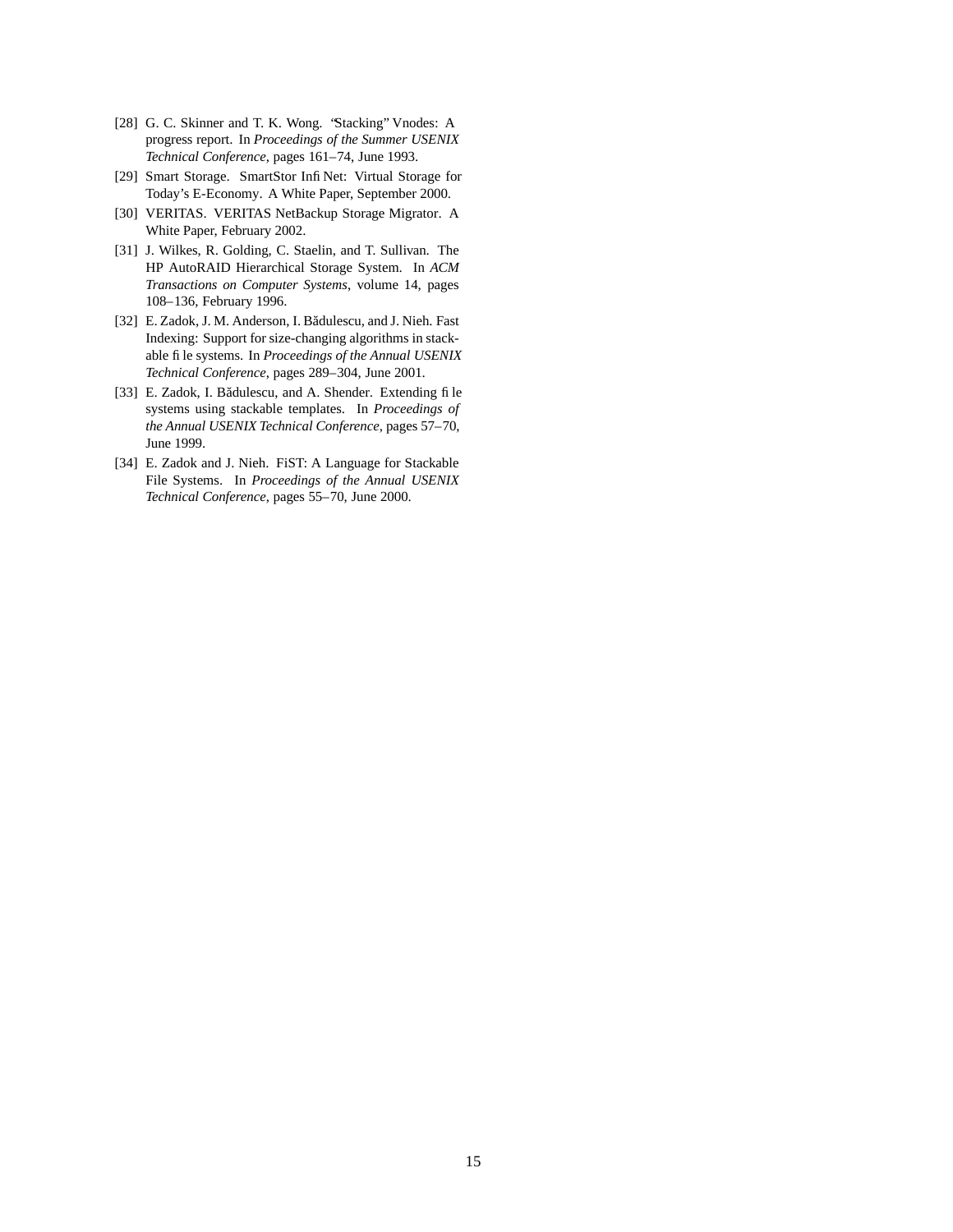[28] G. C. Skinner and T. K. Wong. "Stacking" Vnodes: A progress report. In *Proceedings of the Summer USENIX Technical Conference*, pages 161–74, June 1993.

[29] Smart Storage. SmartStor InfiNet: Virtual Storage for Today's E-Economy. A White Paper, September 2000.

[30] VERITAS. VERITAS NetBackup Storage Migrator. A White Paper, February 2002.

[31] J. Wilkes, R. Golding, C. Staelin, and T. Sullivan. The HP AutoRAID Hierarchical Storage System. In *ACM Transactions on Computer Systems*, volume 14, pages 108–136, February 1996.

[32] E. Zadok, J. M. Anderson, I. Bădulescu, and J. Nieh. Fast Indexing: Support for size-changing algorithms in stackable file systems. In *Proceedings of the Annual USENIX Technical Conference*, pages 289–304, June 2001.

[33] E. Zadok, I. Bădulescu, and A. Shender. Extending file systems using stackable templates. In *Proceedings of the Annual USENIX Technical Conference*, pages 57–70, June 1999.

[34] E. Zadok and J. Nieh. FiST: A Language for Stackable File Systems. In *Proceedings of the Annual USENIX Technical Conference*, pages 55–70, June 2000.